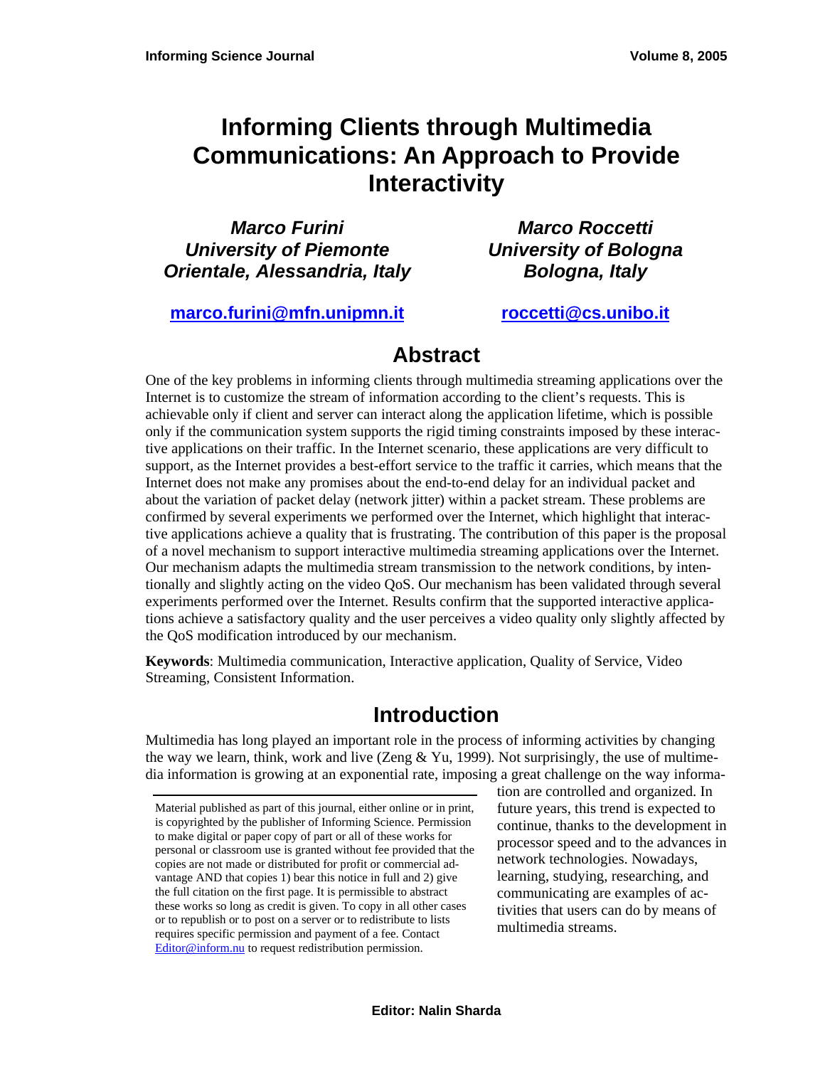# Informing Clients through Multimedia Communications: An Approach to Provide Interactivity

***Marco Furini***
***University of Piemonte Orientale, Alessandria, Italy***

**marco.furini@mfn.unipmn.it**

***Marco Roccetti***
***University of Bologna Bologna, Italy***

**roccetti@cs.unibo.it**

## Abstract

One of the key problems in informing clients through multimedia streaming applications over the Internet is to customize the stream of information according to the client's requests. This is achievable only if client and server can interact along the application lifetime, which is possible only if the communication system supports the rigid timing constraints imposed by these interactive applications on their traffic. In the Internet scenario, these applications are very difficult to support, as the Internet provides a best-effort service to the traffic it carries, which means that the Internet does not make any promises about the end-to-end delay for an individual packet and about the variation of packet delay (network jitter) within a packet stream. These problems are confirmed by several experiments we performed over the Internet, which highlight that interactive applications achieve a quality that is frustrating. The contribution of this paper is the proposal of a novel mechanism to support interactive multimedia streaming applications over the Internet. Our mechanism adapts the multimedia stream transmission to the network conditions, by intentionally and slightly acting on the video QoS. Our mechanism has been validated through several experiments performed over the Internet. Results confirm that the supported interactive applications achieve a satisfactory quality and the user perceives a video quality only slightly affected by the QoS modification introduced by our mechanism.

**Keywords**: Multimedia communication, Interactive application, Quality of Service, Video Streaming, Consistent Information.

## Introduction

Multimedia has long played an important role in the process of informing activities by changing the way we learn, think, work and live (Zeng & Yu, 1999). Not surprisingly, the use of multimedia information is growing at an exponential rate, imposing a great challenge on the way information are controlled and organized. In future years, this trend is expected to continue, thanks to the development in processor speed and to the advances in network technologies. Nowadays, learning, studying, researching, and communicating are examples of activities that users can do by means of multimedia streams.

Material published as part of this journal, either online or in print, is copyrighted by the publisher of Informing Science. Permission to make digital or paper copy of part or all of these works for personal or classroom use is granted without fee provided that the copies are not made or distributed for profit or commercial advantage AND that copies 1) bear this notice in full and 2) give the full citation on the first page. It is permissible to abstract these works so long as credit is given. To copy in all other cases or to republish or to post on a server or to redistribute to lists requires specific permission and payment of a fee. Contact Editor@inform.nu to request redistribution permission.

**Editor: Nalin Sharda**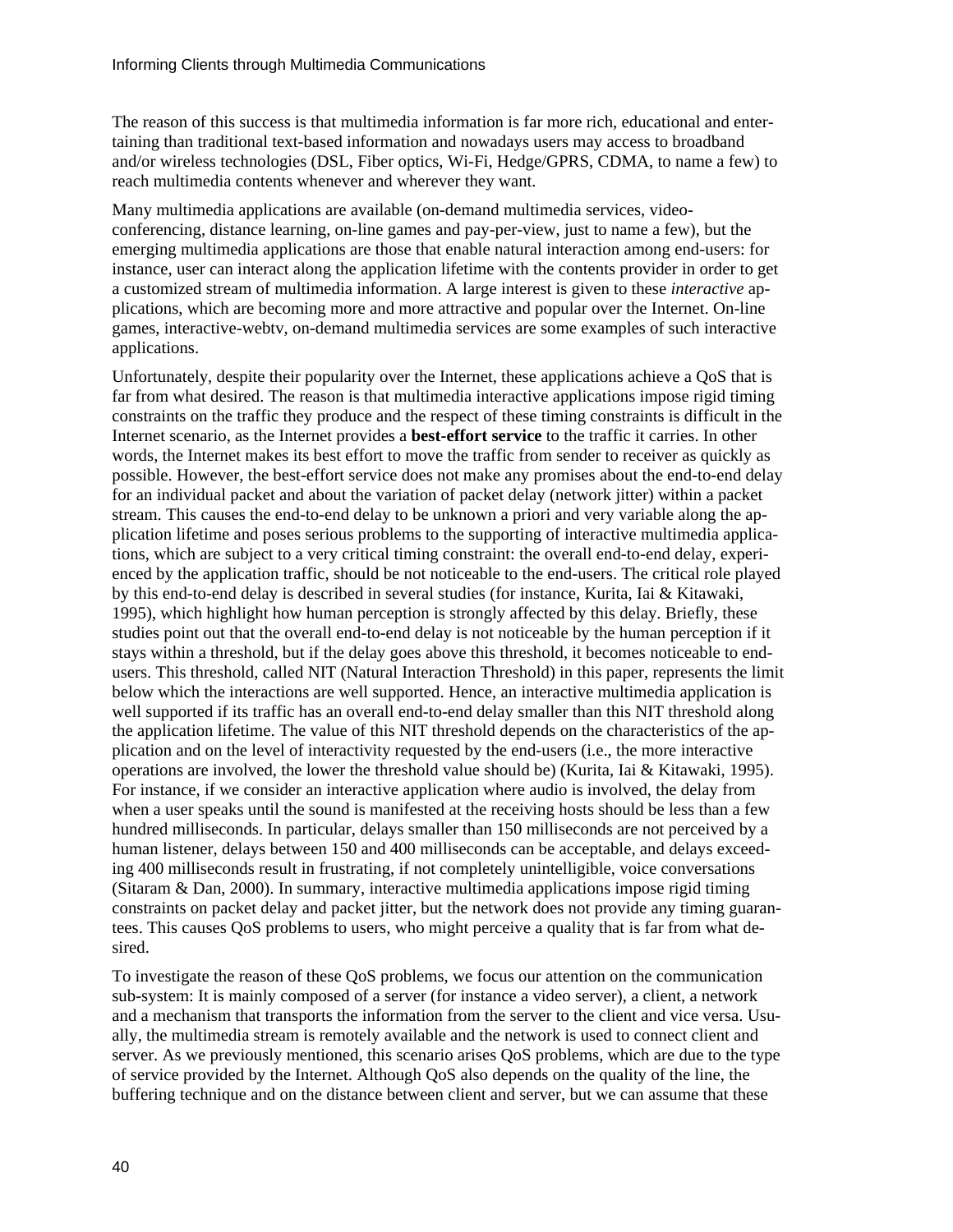The reason of this success is that multimedia information is far more rich, educational and entertaining than traditional text-based information and nowadays users may access to broadband and/or wireless technologies (DSL, Fiber optics, Wi-Fi, Hedge/GPRS, CDMA, to name a few) to reach multimedia contents whenever and wherever they want.

Many multimedia applications are available (on-demand multimedia services, videoconferencing, distance learning, on-line games and pay-per-view, just to name a few), but the emerging multimedia applications are those that enable natural interaction among end-users: for instance, user can interact along the application lifetime with the contents provider in order to get a customized stream of multimedia information. A large interest is given to these *interactive* applications, which are becoming more and more attractive and popular over the Internet. On-line games, interactive-webtv, on-demand multimedia services are some examples of such interactive applications.

Unfortunately, despite their popularity over the Internet, these applications achieve a QoS that is far from what desired. The reason is that multimedia interactive applications impose rigid timing constraints on the traffic they produce and the respect of these timing constraints is difficult in the Internet scenario, as the Internet provides a **best-effort service** to the traffic it carries. In other words, the Internet makes its best effort to move the traffic from sender to receiver as quickly as possible. However, the best-effort service does not make any promises about the end-to-end delay for an individual packet and about the variation of packet delay (network jitter) within a packet stream. This causes the end-to-end delay to be unknown a priori and very variable along the application lifetime and poses serious problems to the supporting of interactive multimedia applications, which are subject to a very critical timing constraint: the overall end-to-end delay, experienced by the application traffic, should be not noticeable to the end-users. The critical role played by this end-to-end delay is described in several studies (for instance, Kurita, Iai & Kitawaki, 1995), which highlight how human perception is strongly affected by this delay. Briefly, these studies point out that the overall end-to-end delay is not noticeable by the human perception if it stays within a threshold, but if the delay goes above this threshold, it becomes noticeable to end-users. This threshold, called NIT (Natural Interaction Threshold) in this paper, represents the limit below which the interactions are well supported. Hence, an interactive multimedia application is well supported if its traffic has an overall end-to-end delay smaller than this NIT threshold along the application lifetime. The value of this NIT threshold depends on the characteristics of the application and on the level of interactivity requested by the end-users (i.e., the more interactive operations are involved, the lower the threshold value should be) (Kurita, Iai & Kitawaki, 1995). For instance, if we consider an interactive application where audio is involved, the delay from when a user speaks until the sound is manifested at the receiving hosts should be less than a few hundred milliseconds. In particular, delays smaller than 150 milliseconds are not perceived by a human listener, delays between 150 and 400 milliseconds can be acceptable, and delays exceeding 400 milliseconds result in frustrating, if not completely unintelligible, voice conversations (Sitaram & Dan, 2000). In summary, interactive multimedia applications impose rigid timing constraints on packet delay and packet jitter, but the network does not provide any timing guarantees. This causes QoS problems to users, who might perceive a quality that is far from what desired.

To investigate the reason of these QoS problems, we focus our attention on the communication sub-system: It is mainly composed of a server (for instance a video server), a client, a network and a mechanism that transports the information from the server to the client and vice versa. Usually, the multimedia stream is remotely available and the network is used to connect client and server. As we previously mentioned, this scenario arises QoS problems, which are due to the type of service provided by the Internet. Although QoS also depends on the quality of the line, the buffering technique and on the distance between client and server, but we can assume that these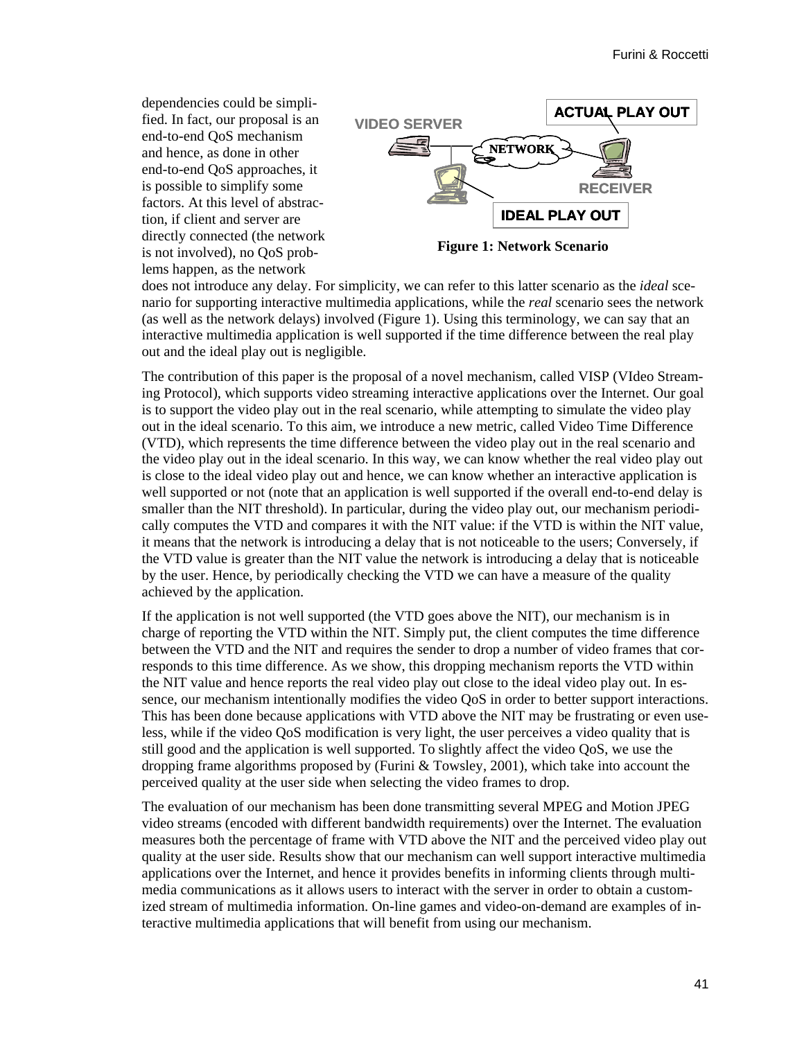dependencies could be simplified. In fact, our proposal is an end-to-end QoS mechanism and hence, as done in other end-to-end QoS approaches, it is possible to simplify some factors. At this level of abstraction, if client and server are directly connected (the network is not involved), no QoS problems happen, as the network does not introduce any delay. For simplicity, we can refer to this latter scenario as the *ideal* scenario for supporting interactive multimedia applications, while the *real* scenario sees the network (as well as the network delays) involved (Figure 1). Using this terminology, we can say that an interactive multimedia application is well supported if the time difference between the real play out and the ideal play out is negligible.

**Figure 1: Network Scenario**

The contribution of this paper is the proposal of a novel mechanism, called VISP (VIdeo Streaming Protocol), which supports video streaming interactive applications over the Internet. Our goal is to support the video play out in the real scenario, while attempting to simulate the video play out in the ideal scenario. To this aim, we introduce a new metric, called Video Time Difference (VTD), which represents the time difference between the video play out in the real scenario and the video play out in the ideal scenario. In this way, we can know whether the real video play out is close to the ideal video play out and hence, we can know whether an interactive application is well supported or not (note that an application is well supported if the overall end-to-end delay is smaller than the NIT threshold). In particular, during the video play out, our mechanism periodically computes the VTD and compares it with the NIT value: if the VTD is within the NIT value, it means that the network is introducing a delay that is not noticeable to the users; Conversely, if the VTD value is greater than the NIT value the network is introducing a delay that is noticeable by the user. Hence, by periodically checking the VTD we can have a measure of the quality achieved by the application.

If the application is not well supported (the VTD goes above the NIT), our mechanism is in charge of reporting the VTD within the NIT. Simply put, the client computes the time difference between the VTD and the NIT and requires the sender to drop a number of video frames that corresponds to this time difference. As we show, this dropping mechanism reports the VTD within the NIT value and hence reports the real video play out close to the ideal video play out. In essence, our mechanism intentionally modifies the video QoS in order to better support interactions. This has been done because applications with VTD above the NIT may be frustrating or even useless, while if the video QoS modification is very light, the user perceives a video quality that is still good and the application is well supported. To slightly affect the video QoS, we use the dropping frame algorithms proposed by (Furini & Towsley, 2001), which take into account the perceived quality at the user side when selecting the video frames to drop.

The evaluation of our mechanism has been done transmitting several MPEG and Motion JPEG video streams (encoded with different bandwidth requirements) over the Internet. The evaluation measures both the percentage of frame with VTD above the NIT and the perceived video play out quality at the user side. Results show that our mechanism can well support interactive multimedia applications over the Internet, and hence it provides benefits in informing clients through multimedia communications as it allows users to interact with the server in order to obtain a customized stream of multimedia information. On-line games and video-on-demand are examples of interactive multimedia applications that will benefit from using our mechanism.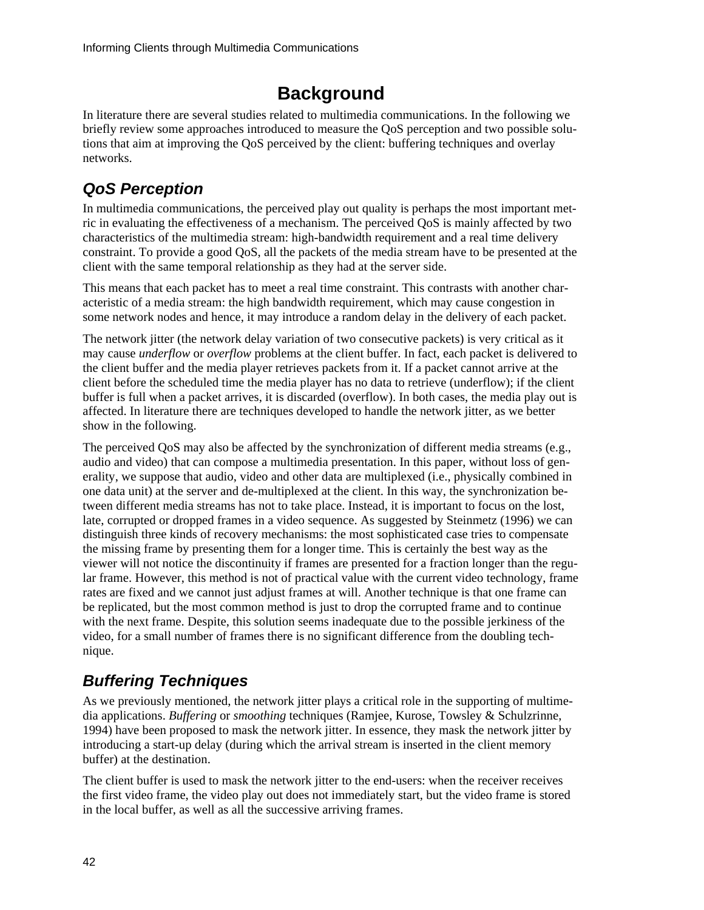# Background

In literature there are several studies related to multimedia communications. In the following we briefly review some approaches introduced to measure the QoS perception and two possible solutions that aim at improving the QoS perceived by the client: buffering techniques and overlay networks.

## *QoS Perception*

In multimedia communications, the perceived play out quality is perhaps the most important metric in evaluating the effectiveness of a mechanism. The perceived QoS is mainly affected by two characteristics of the multimedia stream: high-bandwidth requirement and a real time delivery constraint. To provide a good QoS, all the packets of the media stream have to be presented at the client with the same temporal relationship as they had at the server side.

This means that each packet has to meet a real time constraint. This contrasts with another characteristic of a media stream: the high bandwidth requirement, which may cause congestion in some network nodes and hence, it may introduce a random delay in the delivery of each packet.

The network jitter (the network delay variation of two consecutive packets) is very critical as it may cause *underflow* or *overflow* problems at the client buffer. In fact, each packet is delivered to the client buffer and the media player retrieves packets from it. If a packet cannot arrive at the client before the scheduled time the media player has no data to retrieve (underflow); if the client buffer is full when a packet arrives, it is discarded (overflow). In both cases, the media play out is affected. In literature there are techniques developed to handle the network jitter, as we better show in the following.

The perceived QoS may also be affected by the synchronization of different media streams (e.g., audio and video) that can compose a multimedia presentation. In this paper, without loss of generality, we suppose that audio, video and other data are multiplexed (i.e., physically combined in one data unit) at the server and de-multiplexed at the client. In this way, the synchronization between different media streams has not to take place. Instead, it is important to focus on the lost, late, corrupted or dropped frames in a video sequence. As suggested by Steinmetz (1996) we can distinguish three kinds of recovery mechanisms: the most sophisticated case tries to compensate the missing frame by presenting them for a longer time. This is certainly the best way as the viewer will not notice the discontinuity if frames are presented for a fraction longer than the regular frame. However, this method is not of practical value with the current video technology, frame rates are fixed and we cannot just adjust frames at will. Another technique is that one frame can be replicated, but the most common method is just to drop the corrupted frame and to continue with the next frame. Despite, this solution seems inadequate due to the possible jerkiness of the video, for a small number of frames there is no significant difference from the doubling technique.

## *Buffering Techniques*

As we previously mentioned, the network jitter plays a critical role in the supporting of multimedia applications. *Buffering* or *smoothing* techniques (Ramjee, Kurose, Towsley & Schulzrinne, 1994) have been proposed to mask the network jitter. In essence, they mask the network jitter by introducing a start-up delay (during which the arrival stream is inserted in the client memory buffer) at the destination.

The client buffer is used to mask the network jitter to the end-users: when the receiver receives the first video frame, the video play out does not immediately start, but the video frame is stored in the local buffer, as well as all the successive arriving frames.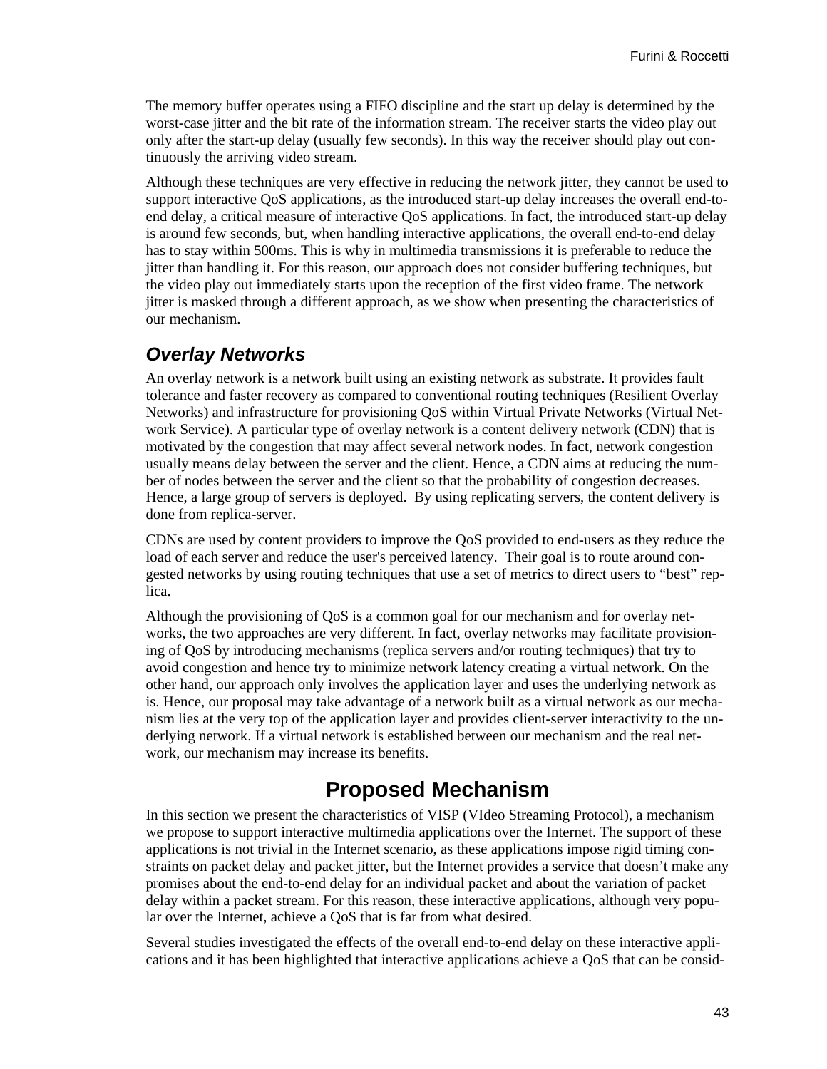The memory buffer operates using a FIFO discipline and the start up delay is determined by the worst-case jitter and the bit rate of the information stream. The receiver starts the video play out only after the start-up delay (usually few seconds). In this way the receiver should play out continuously the arriving video stream.

Although these techniques are very effective in reducing the network jitter, they cannot be used to support interactive QoS applications, as the introduced start-up delay increases the overall end-to-end delay, a critical measure of interactive QoS applications. In fact, the introduced start-up delay is around few seconds, but, when handling interactive applications, the overall end-to-end delay has to stay within 500ms. This is why in multimedia transmissions it is preferable to reduce the jitter than handling it. For this reason, our approach does not consider buffering techniques, but the video play out immediately starts upon the reception of the first video frame. The network jitter is masked through a different approach, as we show when presenting the characteristics of our mechanism.

## *Overlay Networks*

An overlay network is a network built using an existing network as substrate. It provides fault tolerance and faster recovery as compared to conventional routing techniques (Resilient Overlay Networks) and infrastructure for provisioning QoS within Virtual Private Networks (Virtual Network Service). A particular type of overlay network is a content delivery network (CDN) that is motivated by the congestion that may affect several network nodes. In fact, network congestion usually means delay between the server and the client. Hence, a CDN aims at reducing the number of nodes between the server and the client so that the probability of congestion decreases. Hence, a large group of servers is deployed. By using replicating servers, the content delivery is done from replica-server.

CDNs are used by content providers to improve the QoS provided to end-users as they reduce the load of each server and reduce the user's perceived latency. Their goal is to route around congested networks by using routing techniques that use a set of metrics to direct users to “best” replica.

Although the provisioning of QoS is a common goal for our mechanism and for overlay networks, the two approaches are very different. In fact, overlay networks may facilitate provisioning of QoS by introducing mechanisms (replica servers and/or routing techniques) that try to avoid congestion and hence try to minimize network latency creating a virtual network. On the other hand, our approach only involves the application layer and uses the underlying network as is. Hence, our proposal may take advantage of a network built as a virtual network as our mechanism lies at the very top of the application layer and provides client-server interactivity to the underlying network. If a virtual network is established between our mechanism and the real network, our mechanism may increase its benefits.

# Proposed Mechanism

In this section we present the characteristics of VISP (VIdeo Streaming Protocol), a mechanism we propose to support interactive multimedia applications over the Internet. The support of these applications is not trivial in the Internet scenario, as these applications impose rigid timing constraints on packet delay and packet jitter, but the Internet provides a service that doesn’t make any promises about the end-to-end delay for an individual packet and about the variation of packet delay within a packet stream. For this reason, these interactive applications, although very popular over the Internet, achieve a QoS that is far from what desired.

Several studies investigated the effects of the overall end-to-end delay on these interactive applications and it has been highlighted that interactive applications achieve a QoS that can be consid-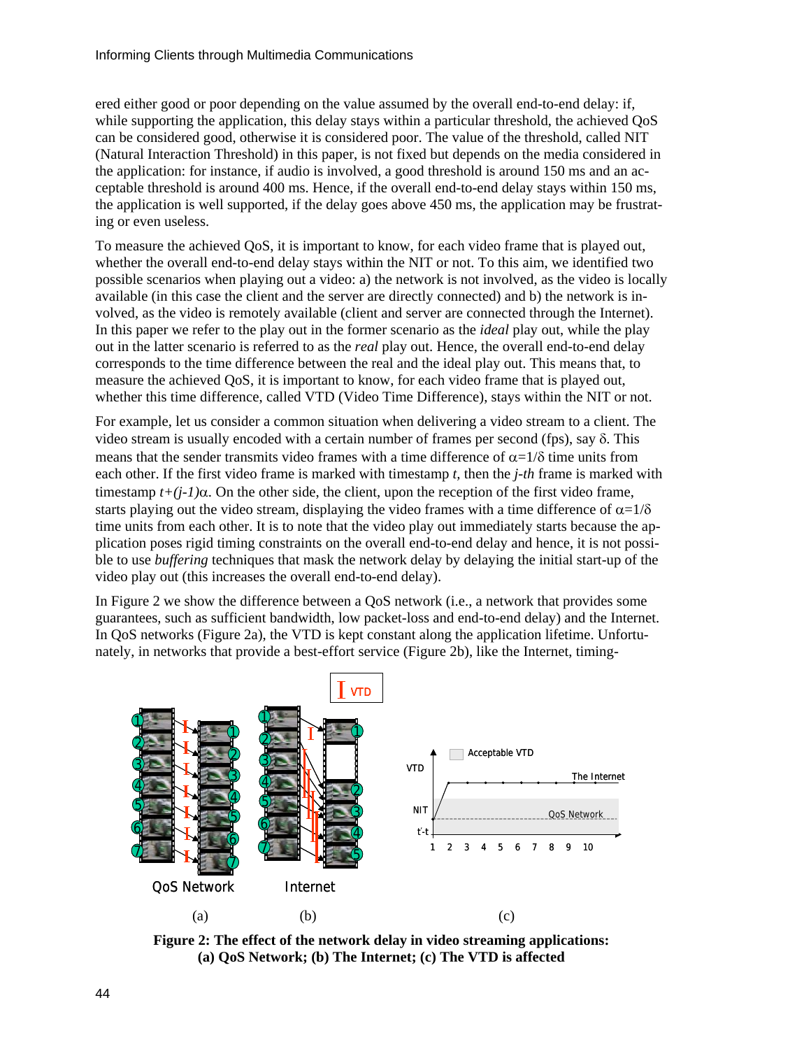ered either good or poor depending on the value assumed by the overall end-to-end delay: if, while supporting the application, this delay stays within a particular threshold, the achieved QoS can be considered good, otherwise it is considered poor. The value of the threshold, called NIT (Natural Interaction Threshold) in this paper, is not fixed but depends on the media considered in the application: for instance, if audio is involved, a good threshold is around 150 ms and an acceptable threshold is around 400 ms. Hence, if the overall end-to-end delay stays within 150 ms, the application is well supported, if the delay goes above 450 ms, the application may be frustrating or even useless.

To measure the achieved QoS, it is important to know, for each video frame that is played out, whether the overall end-to-end delay stays within the NIT or not. To this aim, we identified two possible scenarios when playing out a video: a) the network is not involved, as the video is locally available (in this case the client and the server are directly connected) and b) the network is involved, as the video is remotely available (client and server are connected through the Internet). In this paper we refer to the play out in the former scenario as the *ideal* play out, while the play out in the latter scenario is referred to as the *real* play out. Hence, the overall end-to-end delay corresponds to the time difference between the real and the ideal play out. This means that, to measure the achieved QoS, it is important to know, for each video frame that is played out, whether this time difference, called VTD (Video Time Difference), stays within the NIT or not.

For example, let us consider a common situation when delivering a video stream to a client. The video stream is usually encoded with a certain number of frames per second (fps), say $\delta$. This means that the sender transmits video frames with a time difference of $\alpha=1/\delta$ time units from each other. If the first video frame is marked with timestamp $t$, then the $j$-*th* frame is marked with timestamp $t+(j-1)\alpha$. On the other side, the client, upon the reception of the first video frame, starts playing out the video stream, displaying the video frames with a time difference of $\alpha=1/\delta$ time units from each other. It is to note that the video play out immediately starts because the application poses rigid timing constraints on the overall end-to-end delay and hence, it is not possible to use *buffering* techniques that mask the network delay by delaying the initial start-up of the video play out (this increases the overall end-to-end delay).

In Figure 2 we show the difference between a QoS network (i.e., a network that provides some guarantees, such as sufficient bandwidth, low packet-loss and end-to-end delay) and the Internet. In QoS networks (Figure 2a), the VTD is kept constant along the application lifetime. Unfortunately, in networks that provide a best-effort service (Figure 2b), like the Internet, timing-

**Figure 2: The effect of the network delay in video streaming applications: (a) QoS Network; (b) The Internet; (c) The VTD is affected**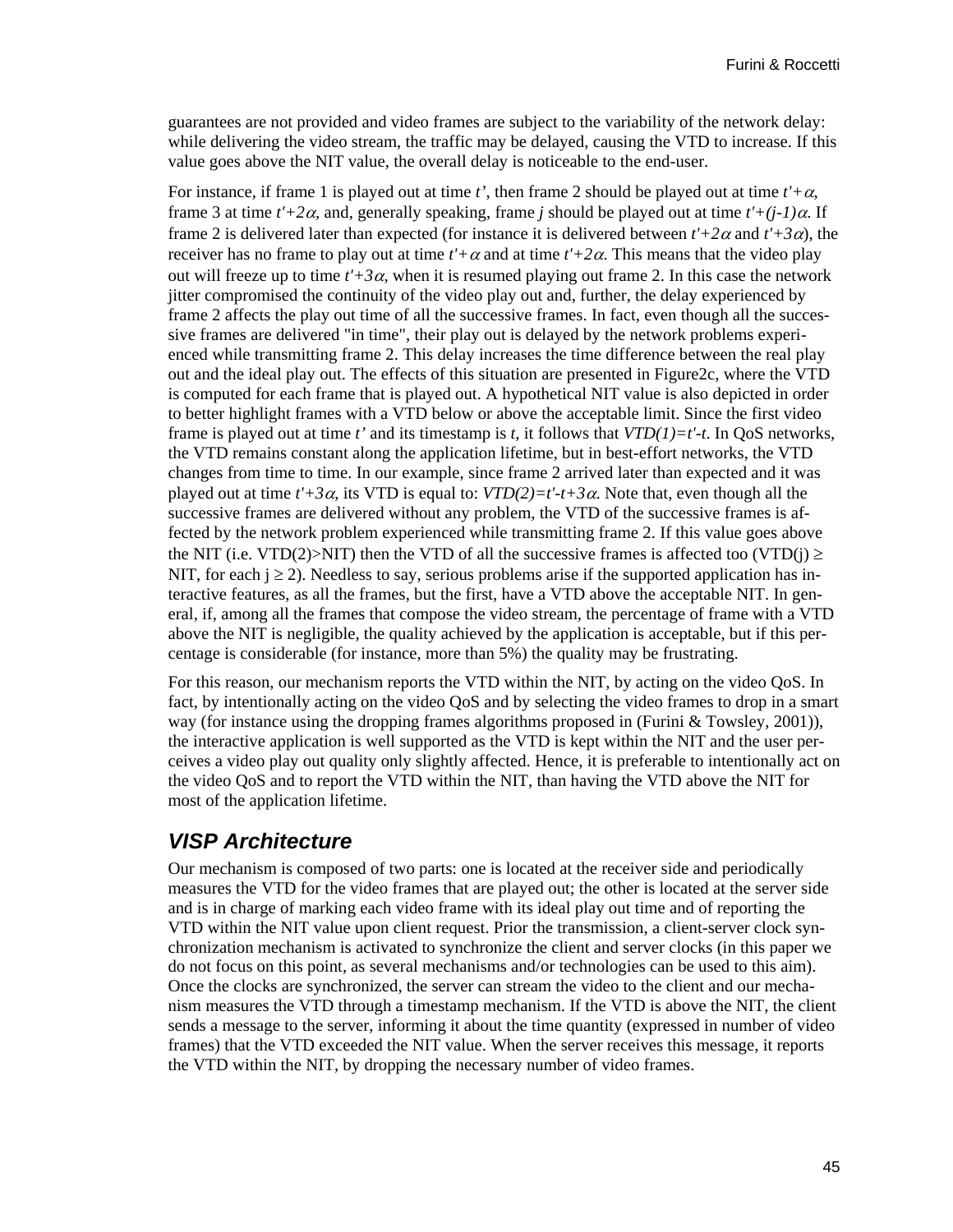guarantees are not provided and video frames are subject to the variability of the network delay: while delivering the video stream, the traffic may be delayed, causing the VTD to increase. If this value goes above the NIT value, the overall delay is noticeable to the end-user.

For instance, if frame 1 is played out at time $t'$, then frame 2 should be played out at time $t'+\alpha$, frame 3 at time $t'+2\alpha$, and, generally speaking, frame $j$ should be played out at time $t'+(j-1)\alpha$. If frame 2 is delivered later than expected (for instance it is delivered between $t'+2\alpha$ and $t'+3\alpha$), the receiver has no frame to play out at time $t'+\alpha$ and at time $t'+2\alpha$. This means that the video play out will freeze up to time $t'+3\alpha$, when it is resumed playing out frame 2. In this case the network jitter compromised the continuity of the video play out and, further, the delay experienced by frame 2 affects the play out time of all the successive frames. In fact, even though all the successive frames are delivered "in time", their play out is delayed by the network problems experienced while transmitting frame 2. This delay increases the time difference between the real play out and the ideal play out. The effects of this situation are presented in Figure2c, where the VTD is computed for each frame that is played out. A hypothetical NIT value is also depicted in order to better highlight frames with a VTD below or above the acceptable limit. Since the first video frame is played out at time $t'$ and its timestamp is $t$, it follows that $VTD(1)=t'-t$. In QoS networks, the VTD remains constant along the application lifetime, but in best-effort networks, the VTD changes from time to time. In our example, since frame 2 arrived later than expected and it was played out at time $t'+3\alpha$, its VTD is equal to: $VTD(2)=t'-t+3\alpha$. Note that, even though all the successive frames are delivered without any problem, the VTD of the successive frames is affected by the network problem experienced while transmitting frame 2. If this value goes above the NIT (i.e. VTD(2)>NIT) then the VTD of all the successive frames is affected too ($VTD(j) \geq NIT$, for each $j \geq 2$). Needless to say, serious problems arise if the supported application has interactive features, as all the frames, but the first, have a VTD above the acceptable NIT. In general, if, among all the frames that compose the video stream, the percentage of frame with a VTD above the NIT is negligible, the quality achieved by the application is acceptable, but if this percentage is considerable (for instance, more than 5%) the quality may be frustrating.

For this reason, our mechanism reports the VTD within the NIT, by acting on the video QoS. In fact, by intentionally acting on the video QoS and by selecting the video frames to drop in a smart way (for instance using the dropping frames algorithms proposed in (Furini & Towsley, 2001)), the interactive application is well supported as the VTD is kept within the NIT and the user perceives a video play out quality only slightly affected. Hence, it is preferable to intentionally act on the video QoS and to report the VTD within the NIT, than having the VTD above the NIT for most of the application lifetime.

## *VISP Architecture*

Our mechanism is composed of two parts: one is located at the receiver side and periodically measures the VTD for the video frames that are played out; the other is located at the server side and is in charge of marking each video frame with its ideal play out time and of reporting the VTD within the NIT value upon client request. Prior the transmission, a client-server clock synchronization mechanism is activated to synchronize the client and server clocks (in this paper we do not focus on this point, as several mechanisms and/or technologies can be used to this aim). Once the clocks are synchronized, the server can stream the video to the client and our mechanism measures the VTD through a timestamp mechanism. If the VTD is above the NIT, the client sends a message to the server, informing it about the time quantity (expressed in number of video frames) that the VTD exceeded the NIT value. When the server receives this message, it reports the VTD within the NIT, by dropping the necessary number of video frames.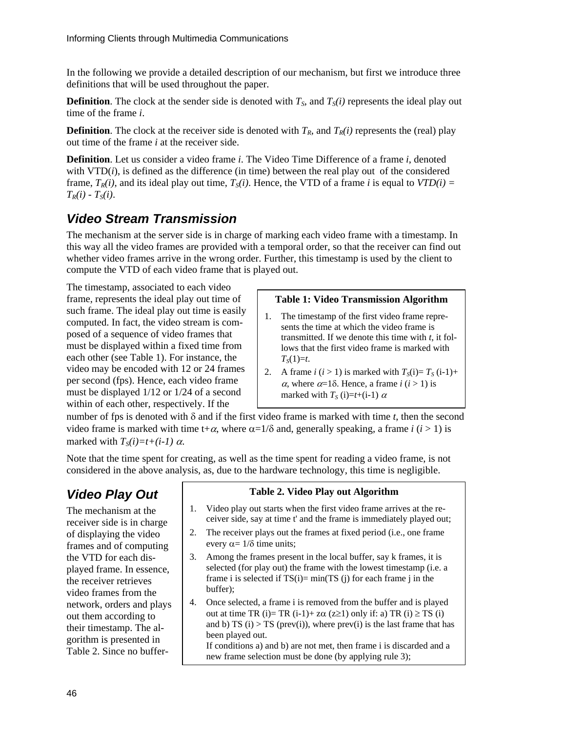In the following we provide a detailed description of our mechanism, but first we introduce three definitions that will be used throughout the paper.

**Definition**. The clock at the sender side is denoted with $T_S$, and $T_S(i)$ represents the ideal play out time of the frame *i*.

**Definition**. The clock at the receiver side is denoted with $T_R$, and $T_R(i)$ represents the (real) play out time of the frame *i* at the receiver side.

**Definition**. Let us consider a video frame *i*. The Video Time Difference of a frame *i*, denoted with VTD(*i*), is defined as the difference (in time) between the real play out of the considered frame, $T_R(i)$, and its ideal play out time, $T_S(i)$. Hence, the VTD of a frame *i* is equal to $VTD(i) = T_R(i) - T_S(i)$.

## Video Stream Transmission

The mechanism at the server side is in charge of marking each video frame with a timestamp. In this way all the video frames are provided with a temporal order, so that the receiver can find out whether video frames arrive in the wrong order. Further, this timestamp is used by the client to compute the VTD of each video frame that is played out.

The timestamp, associated to each video frame, represents the ideal play out time of such frame. The ideal play out time is easily computed. In fact, the video stream is composed of a sequence of video frames that must be displayed within a fixed time from each other (see Table 1). For instance, the video may be encoded with 12 or 24 frames per second (fps). Hence, each video frame must be displayed 1/12 or 1/24 of a second within of each other, respectively. If the number of fps is denoted with $\delta$ and if the first video frame is marked with time *t*, then the second video frame is marked with time $t+\alpha$, where $\alpha=1/\delta$ and, generally speaking, a frame *i* ($i > 1$) is marked with $T_S(i)=t+(i-1)\ \alpha$.

**Table 1: Video Transmission Algorithm**

1. The timestamp of the first video frame represents the time at which the video frame is transmitted. If we denote this time with *t*, it follows that the first video frame is marked with $T_S(1)=t$.
2. A frame *i* ($i > 1$) is marked with $T_S(i)= T_S(i-1)+ \alpha$, where $\alpha=1\delta$. Hence, a frame *i* ($i > 1$) is marked with $T_S(i)=t+(i-1)\ \alpha$

Note that the time spent for creating, as well as the time spent for reading a video frame, is not considered in the above analysis, as, due to the hardware technology, this time is negligible.

## Video Play Out

The mechanism at the receiver side is in charge of displaying the video frames and of computing the VTD for each displayed frame. In essence, the receiver retrieves video frames from the network, orders and plays out them according to their timestamp. The algorithm is presented in Table 2. Since no buffer-

**Table 2. Video Play out Algorithm**

1. Video play out starts when the first video frame arrives at the receiver side, say at time t' and the frame is immediately played out;
2. The receiver plays out the frames at fixed period (i.e., one frame every $\alpha= 1/\delta$ time units;
3. Among the frames present in the local buffer, say k frames, it is selected (for play out) the frame with the lowest timestamp (i.e. a frame i is selected if TS(i)= min(TS (j) for each frame j in the buffer);
4. Once selected, a frame i is removed from the buffer and is played out at time $TR(i)= TR(i-1)+ z\alpha$ ($z\geq 1$) only if: a) $TR(i) \geq TS(i)$ and b) $TS(i) > TS(prev(i))$, where prev(i) is the last frame that has been played out.
   If conditions a) and b) are not met, then frame i is discarded and a new frame selection must be done (by applying rule 3);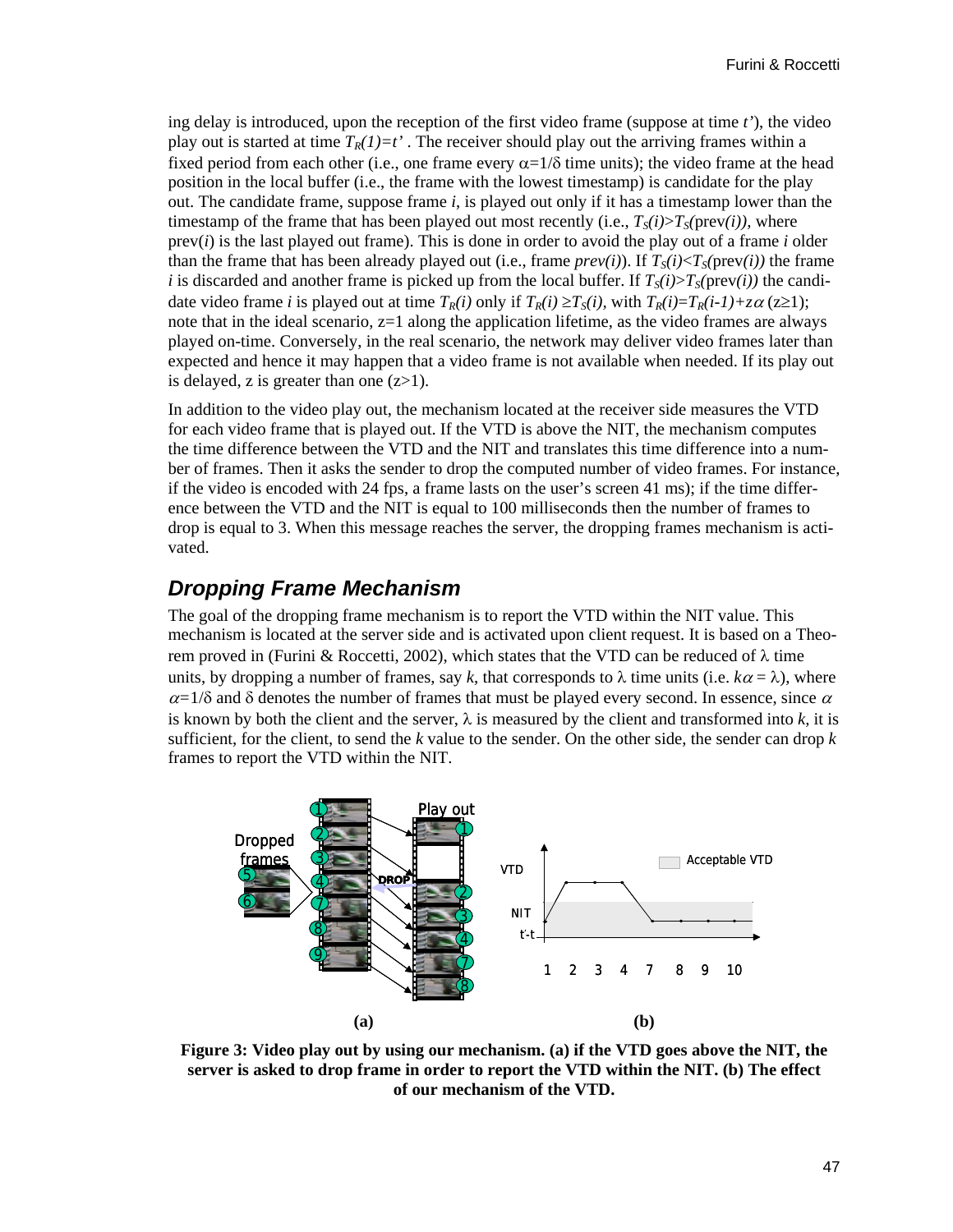ing delay is introduced, upon the reception of the first video frame (suppose at time *t'*), the video play out is started at time $T_R(1)=t'$ . The receiver should play out the arriving frames within a fixed period from each other (i.e., one frame every $\alpha=1/\delta$ time units); the video frame at the head position in the local buffer (i.e., the frame with the lowest timestamp) is candidate for the play out. The candidate frame, suppose frame *i*, is played out only if it has a timestamp lower than the timestamp of the frame that has been played out most recently (i.e., $T_S(i)>T_S(\text{prev}(i))$, where prev(*i*) is the last played out frame). This is done in order to avoid the play out of a frame *i* older than the frame that has been already played out (i.e., frame *prev(i)*). If $T_S(i)<T_S(\text{prev}(i))$ the frame *i* is discarded and another frame is picked up from the local buffer. If $T_S(i)>T_S(\text{prev}(i))$ the candidate video frame *i* is played out at time $T_R(i)$ only if $T_R(i) \geq T_S(i)$, with $T_R(i)=T_R(i-1)+z\alpha$ ($z\geq1$); note that in the ideal scenario, z=1 along the application lifetime, as the video frames are always played on-time. Conversely, in the real scenario, the network may deliver video frames later than expected and hence it may happen that a video frame is not available when needed. If its play out is delayed, z is greater than one (z>1).

In addition to the video play out, the mechanism located at the receiver side measures the VTD for each video frame that is played out. If the VTD is above the NIT, the mechanism computes the time difference between the VTD and the NIT and translates this time difference into a number of frames. Then it asks the sender to drop the computed number of video frames. For instance, if the video is encoded with 24 fps, a frame lasts on the user's screen 41 ms); if the time difference between the VTD and the NIT is equal to 100 milliseconds then the number of frames to drop is equal to 3. When this message reaches the server, the dropping frames mechanism is activated.

## Dropping Frame Mechanism

The goal of the dropping frame mechanism is to report the VTD within the NIT value. This mechanism is located at the server side and is activated upon client request. It is based on a Theorem proved in (Furini & Roccetti, 2002), which states that the VTD can be reduced of $\lambda$ time units, by dropping a number of frames, say *k*, that corresponds to $\lambda$ time units (i.e. $k\alpha = \lambda$), where $\alpha=1/\delta$ and $\delta$ denotes the number of frames that must be played every second. In essence, since $\alpha$ is known by both the client and the server, $\lambda$ is measured by the client and transformed into *k*, it is sufficient, for the client, to send the *k* value to the sender. On the other side, the sender can drop *k* frames to report the VTD within the NIT.

**Figure 3: Video play out by using our mechanism. (a) if the VTD goes above the NIT, the server is asked to drop frame in order to report the VTD within the NIT. (b) The effect of our mechanism of the VTD.**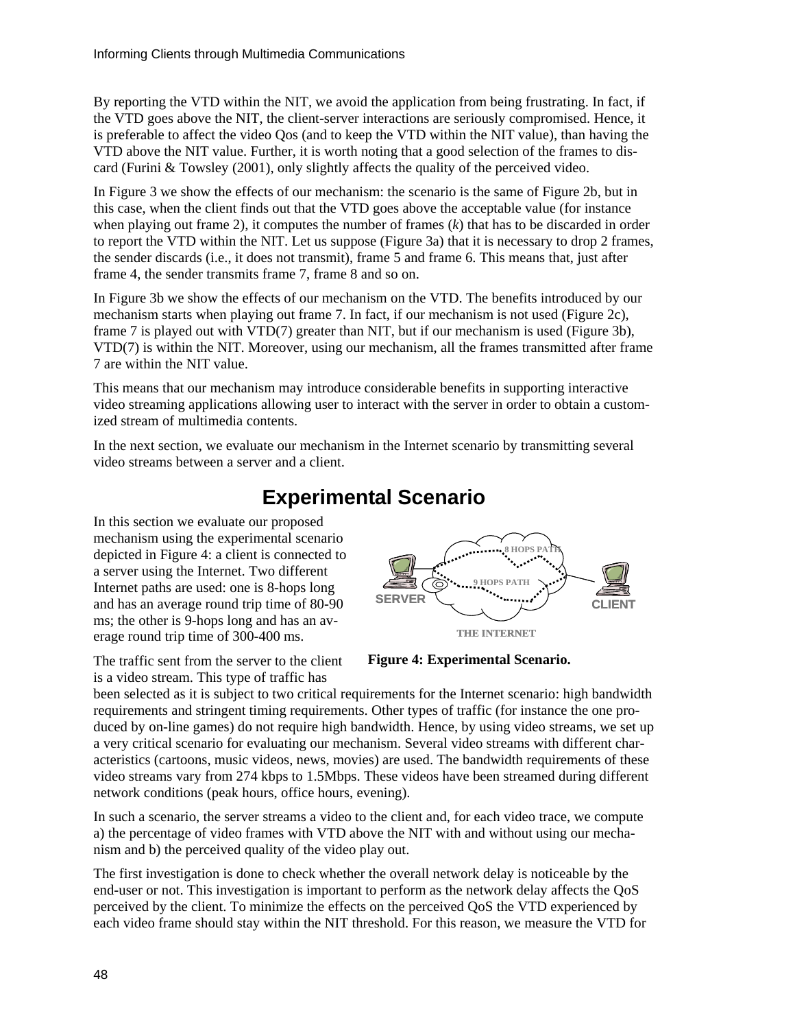By reporting the VTD within the NIT, we avoid the application from being frustrating. In fact, if the VTD goes above the NIT, the client-server interactions are seriously compromised. Hence, it is preferable to affect the video Qos (and to keep the VTD within the NIT value), than having the VTD above the NIT value. Further, it is worth noting that a good selection of the frames to discard (Furini & Towsley (2001), only slightly affects the quality of the perceived video.

In Figure 3 we show the effects of our mechanism: the scenario is the same of Figure 2b, but in this case, when the client finds out that the VTD goes above the acceptable value (for instance when playing out frame 2), it computes the number of frames ($k$) that has to be discarded in order to report the VTD within the NIT. Let us suppose (Figure 3a) that it is necessary to drop 2 frames, the sender discards (i.e., it does not transmit), frame 5 and frame 6. This means that, just after frame 4, the sender transmits frame 7, frame 8 and so on.

In Figure 3b we show the effects of our mechanism on the VTD. The benefits introduced by our mechanism starts when playing out frame 7. In fact, if our mechanism is not used (Figure 2c), frame 7 is played out with VTD(7) greater than NIT, but if our mechanism is used (Figure 3b), VTD(7) is within the NIT. Moreover, using our mechanism, all the frames transmitted after frame 7 are within the NIT value.

This means that our mechanism may introduce considerable benefits in supporting interactive video streaming applications allowing user to interact with the server in order to obtain a customized stream of multimedia contents.

In the next section, we evaluate our mechanism in the Internet scenario by transmitting several video streams between a server and a client.

## Experimental Scenario

In this section we evaluate our proposed mechanism using the experimental scenario depicted in Figure 4: a client is connected to a server using the Internet. Two different Internet paths are used: one is 8-hops long and has an average round trip time of 80-90 ms; the other is 9-hops long and has an average round trip time of 300-400 ms.

**Figure 4: Experimental Scenario.**

The traffic sent from the server to the client is a video stream. This type of traffic has been selected as it is subject to two critical requirements for the Internet scenario: high bandwidth requirements and stringent timing requirements. Other types of traffic (for instance the one produced by on-line games) do not require high bandwidth. Hence, by using video streams, we set up a very critical scenario for evaluating our mechanism. Several video streams with different characteristics (cartoons, music videos, news, movies) are used. The bandwidth requirements of these video streams vary from 274 kbps to 1.5Mbps. These videos have been streamed during different network conditions (peak hours, office hours, evening).

In such a scenario, the server streams a video to the client and, for each video trace, we compute a) the percentage of video frames with VTD above the NIT with and without using our mechanism and b) the perceived quality of the video play out.

The first investigation is done to check whether the overall network delay is noticeable by the end-user or not. This investigation is important to perform as the network delay affects the QoS perceived by the client. To minimize the effects on the perceived QoS the VTD experienced by each video frame should stay within the NIT threshold. For this reason, we measure the VTD for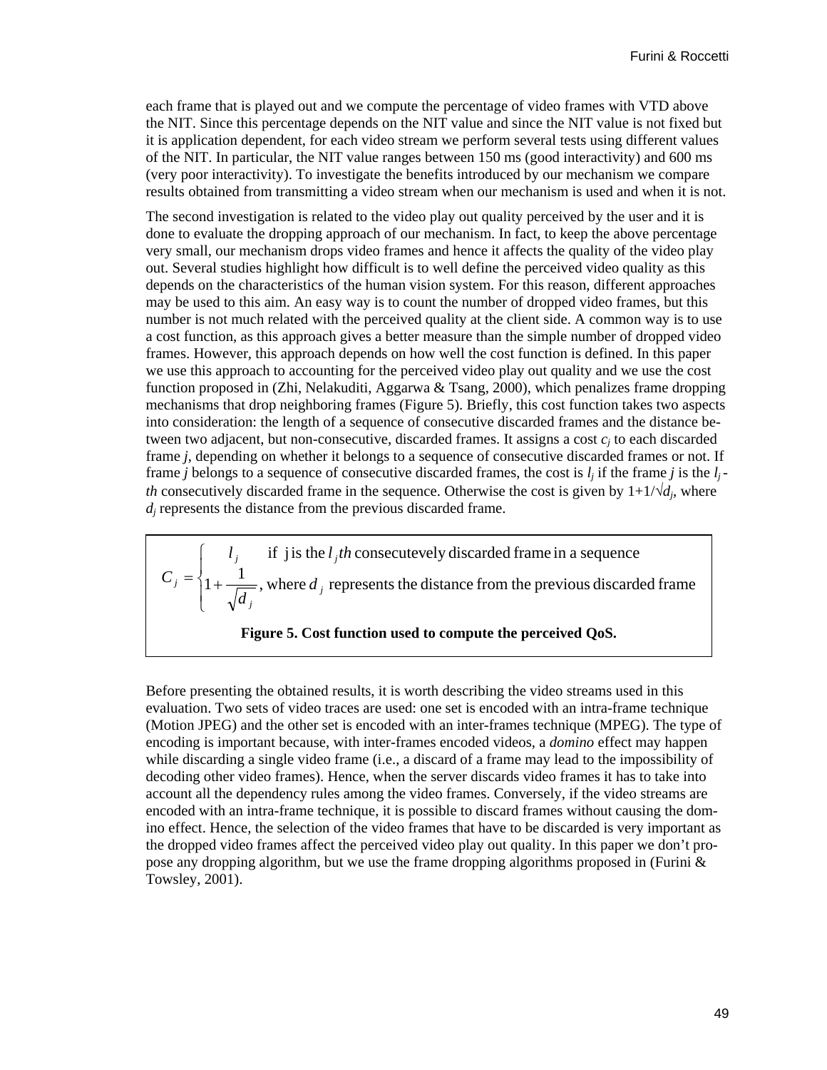each frame that is played out and we compute the percentage of video frames with VTD above the NIT. Since this percentage depends on the NIT value and since the NIT value is not fixed but it is application dependent, for each video stream we perform several tests using different values of the NIT. In particular, the NIT value ranges between 150 ms (good interactivity) and 600 ms (very poor interactivity). To investigate the benefits introduced by our mechanism we compare results obtained from transmitting a video stream when our mechanism is used and when it is not.

The second investigation is related to the video play out quality perceived by the user and it is done to evaluate the dropping approach of our mechanism. In fact, to keep the above percentage very small, our mechanism drops video frames and hence it affects the quality of the video play out. Several studies highlight how difficult is to well define the perceived video quality as this depends on the characteristics of the human vision system. For this reason, different approaches may be used to this aim. An easy way is to count the number of dropped video frames, but this number is not much related with the perceived quality at the client side. A common way is to use a cost function, as this approach gives a better measure than the simple number of dropped video frames. However, this approach depends on how well the cost function is defined. In this paper we use this approach to accounting for the perceived video play out quality and we use the cost function proposed in (Zhi, Nelakuditi, Aggarwa & Tsang, 2000), which penalizes frame dropping mechanisms that drop neighboring frames (Figure 5). Briefly, this cost function takes two aspects into consideration: the length of a sequence of consecutive discarded frames and the distance between two adjacent, but non-consecutive, discarded frames. It assigns a cost $c_j$ to each discarded frame *j*, depending on whether it belongs to a sequence of consecutive discarded frames or not. If frame *j* belongs to a sequence of consecutive discarded frames, the cost is $l_j$ if the frame *j* is the $l_j$-*th* consecutively discarded frame in the sequence. Otherwise the cost is given by $1+1/\sqrt{d_j}$, where $d_j$ represents the distance from the previous discarded frame.

$$C_j = \begin{cases} l_j & \text{if j is the } l_j th \text{ consecutevely discarded frame in a sequence} \\ 1 + \dfrac{1}{\sqrt{d_j}}, & \text{where } d_j \text{ represents the distance from the previous discarded frame} \end{cases}$$

**Figure 5. Cost function used to compute the perceived QoS.**

Before presenting the obtained results, it is worth describing the video streams used in this evaluation. Two sets of video traces are used: one set is encoded with an intra-frame technique (Motion JPEG) and the other set is encoded with an inter-frames technique (MPEG). The type of encoding is important because, with inter-frames encoded videos, a *domino* effect may happen while discarding a single video frame (i.e., a discard of a frame may lead to the impossibility of decoding other video frames). Hence, when the server discards video frames it has to take into account all the dependency rules among the video frames. Conversely, if the video streams are encoded with an intra-frame technique, it is possible to discard frames without causing the domino effect. Hence, the selection of the video frames that have to be discarded is very important as the dropped video frames affect the perceived video play out quality. In this paper we don't propose any dropping algorithm, but we use the frame dropping algorithms proposed in (Furini & Towsley, 2001).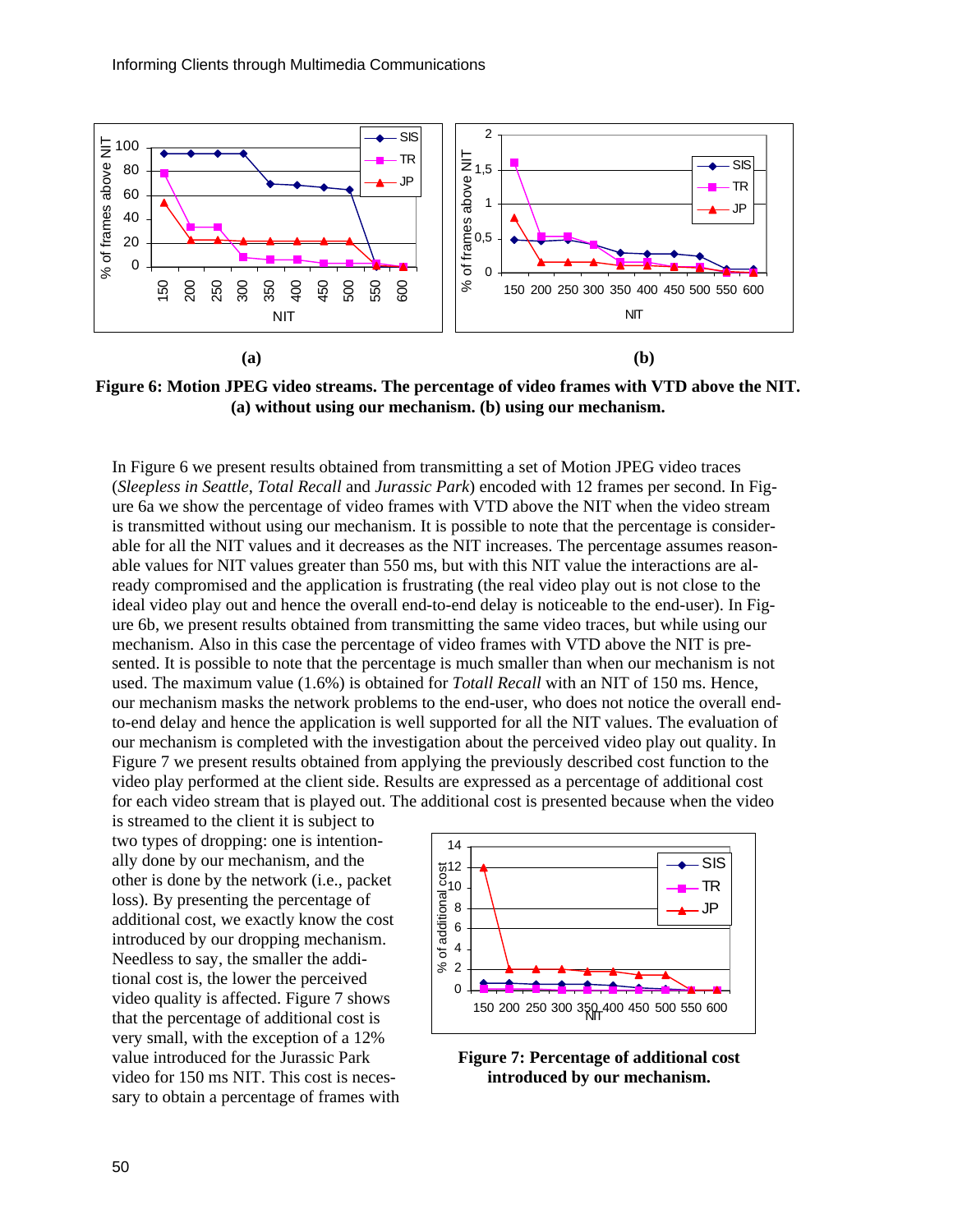**Figure 6: Motion JPEG video streams. The percentage of video frames with VTD above the NIT. (a) without using our mechanism. (b) using our mechanism.**

In Figure 6 we present results obtained from transmitting a set of Motion JPEG video traces (*Sleepless in Seattle*, *Total Recall* and *Jurassic Park*) encoded with 12 frames per second. In Figure 6a we show the percentage of video frames with VTD above the NIT when the video stream is transmitted without using our mechanism. It is possible to note that the percentage is considerable for all the NIT values and it decreases as the NIT increases. The percentage assumes reasonable values for NIT values greater than 550 ms, but with this NIT value the interactions are already compromised and the application is frustrating (the real video play out is not close to the ideal video play out and hence the overall end-to-end delay is noticeable to the end-user). In Figure 6b, we present results obtained from transmitting the same video traces, but while using our mechanism. Also in this case the percentage of video frames with VTD above the NIT is presented. It is possible to note that the percentage is much smaller than when our mechanism is not used. The maximum value (1.6%) is obtained for *Totall Recall* with an NIT of 150 ms. Hence, our mechanism masks the network problems to the end-user, who does not notice the overall end-to-end delay and hence the application is well supported for all the NIT values. The evaluation of our mechanism is completed with the investigation about the perceived video play out quality. In Figure 7 we present results obtained from applying the previously described cost function to the video play performed at the client side. Results are expressed as a percentage of additional cost for each video stream that is played out. The additional cost is presented because when the video is streamed to the client it is subject to two types of dropping: one is intentionally done by our mechanism, and the other is done by the network (i.e., packet loss). By presenting the percentage of additional cost, we exactly know the cost introduced by our dropping mechanism. Needless to say, the smaller the additional cost is, the lower the perceived video quality is affected. Figure 7 shows that the percentage of additional cost is very small, with the exception of a 12% value introduced for the Jurassic Park video for 150 ms NIT. This cost is necessary to obtain a percentage of frames with

**Figure 7: Percentage of additional cost introduced by our mechanism.**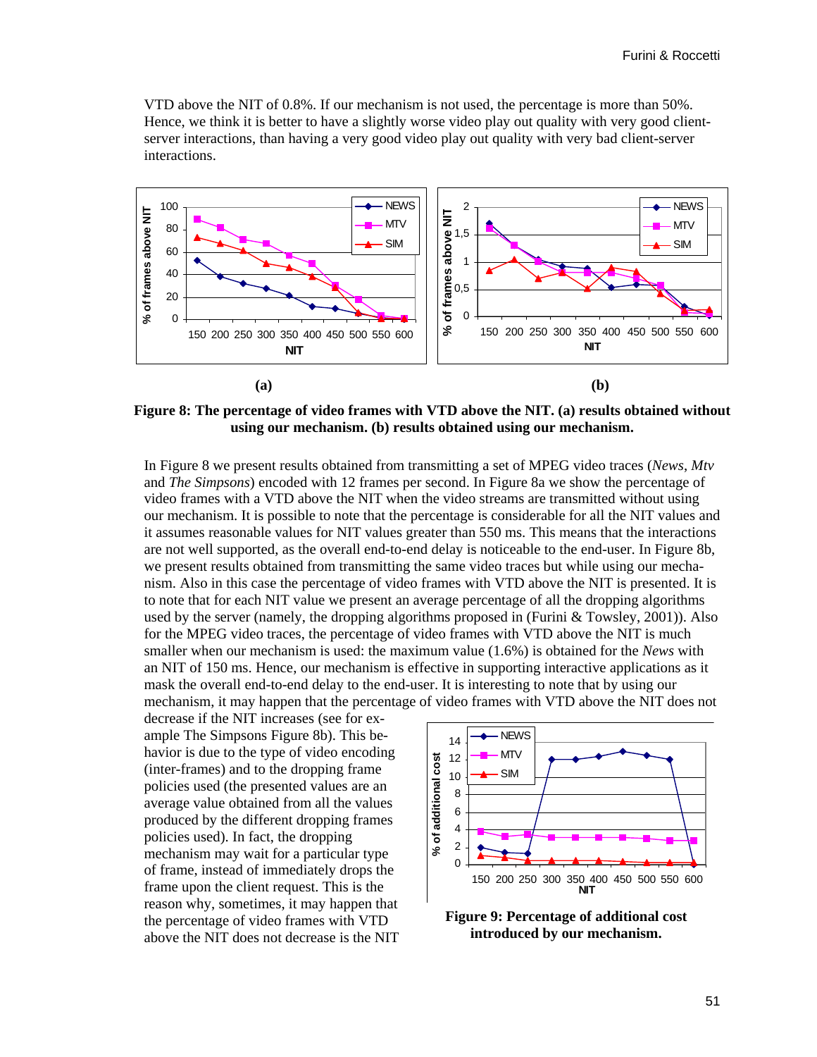VTD above the NIT of 0.8%. If our mechanism is not used, the percentage is more than 50%. Hence, we think it is better to have a slightly worse video play out quality with very good client-server interactions, than having a very good video play out quality with very bad client-server interactions.

**(a)** **(b)**

**Figure 8: The percentage of video frames with VTD above the NIT. (a) results obtained without using our mechanism. (b) results obtained using our mechanism.**

In Figure 8 we present results obtained from transmitting a set of MPEG video traces (*News*, *Mtv* and *The Simpsons*) encoded with 12 frames per second. In Figure 8a we show the percentage of video frames with a VTD above the NIT when the video streams are transmitted without using our mechanism. It is possible to note that the percentage is considerable for all the NIT values and it assumes reasonable values for NIT values greater than 550 ms. This means that the interactions are not well supported, as the overall end-to-end delay is noticeable to the end-user. In Figure 8b, we present results obtained from transmitting the same video traces but while using our mechanism. Also in this case the percentage of video frames with VTD above the NIT is presented. It is to note that for each NIT value we present an average percentage of all the dropping algorithms used by the server (namely, the dropping algorithms proposed in (Furini & Towsley, 2001)). Also for the MPEG video traces, the percentage of video frames with VTD above the NIT is much smaller when our mechanism is used: the maximum value (1.6%) is obtained for the *News* with an NIT of 150 ms. Hence, our mechanism is effective in supporting interactive applications as it mask the overall end-to-end delay to the end-user. It is interesting to note that by using our mechanism, it may happen that the percentage of video frames with VTD above the NIT does not decrease if the NIT increases (see for example The Simpsons Figure 8b). This behavior is due to the type of video encoding (inter-frames) and to the dropping frame policies used (the presented values are an average value obtained from all the values produced by the different dropping frames policies used). In fact, the dropping mechanism may wait for a particular type of frame, instead of immediately drops the frame upon the client request. This is the reason why, sometimes, it may happen that the percentage of video frames with VTD above the NIT does not decrease is the NIT

**Figure 9: Percentage of additional cost introduced by our mechanism.**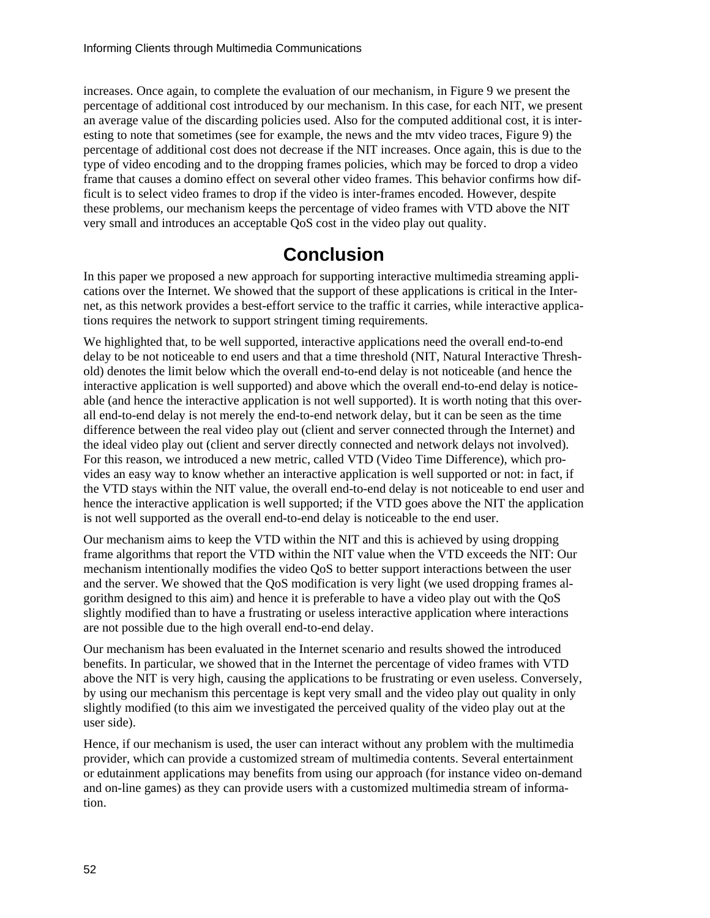increases. Once again, to complete the evaluation of our mechanism, in Figure 9 we present the percentage of additional cost introduced by our mechanism. In this case, for each NIT, we present an average value of the discarding policies used. Also for the computed additional cost, it is interesting to note that sometimes (see for example, the news and the mtv video traces, Figure 9) the percentage of additional cost does not decrease if the NIT increases. Once again, this is due to the type of video encoding and to the dropping frames policies, which may be forced to drop a video frame that causes a domino effect on several other video frames. This behavior confirms how difficult is to select video frames to drop if the video is inter-frames encoded. However, despite these problems, our mechanism keeps the percentage of video frames with VTD above the NIT very small and introduces an acceptable QoS cost in the video play out quality.

## Conclusion

In this paper we proposed a new approach for supporting interactive multimedia streaming applications over the Internet. We showed that the support of these applications is critical in the Internet, as this network provides a best-effort service to the traffic it carries, while interactive applications requires the network to support stringent timing requirements.

We highlighted that, to be well supported, interactive applications need the overall end-to-end delay to be not noticeable to end users and that a time threshold (NIT, Natural Interactive Threshold) denotes the limit below which the overall end-to-end delay is not noticeable (and hence the interactive application is well supported) and above which the overall end-to-end delay is noticeable (and hence the interactive application is not well supported). It is worth noting that this overall end-to-end delay is not merely the end-to-end network delay, but it can be seen as the time difference between the real video play out (client and server connected through the Internet) and the ideal video play out (client and server directly connected and network delays not involved). For this reason, we introduced a new metric, called VTD (Video Time Difference), which provides an easy way to know whether an interactive application is well supported or not: in fact, if the VTD stays within the NIT value, the overall end-to-end delay is not noticeable to end user and hence the interactive application is well supported; if the VTD goes above the NIT the application is not well supported as the overall end-to-end delay is noticeable to the end user.

Our mechanism aims to keep the VTD within the NIT and this is achieved by using dropping frame algorithms that report the VTD within the NIT value when the VTD exceeds the NIT: Our mechanism intentionally modifies the video QoS to better support interactions between the user and the server. We showed that the QoS modification is very light (we used dropping frames algorithm designed to this aim) and hence it is preferable to have a video play out with the QoS slightly modified than to have a frustrating or useless interactive application where interactions are not possible due to the high overall end-to-end delay.

Our mechanism has been evaluated in the Internet scenario and results showed the introduced benefits. In particular, we showed that in the Internet the percentage of video frames with VTD above the NIT is very high, causing the applications to be frustrating or even useless. Conversely, by using our mechanism this percentage is kept very small and the video play out quality in only slightly modified (to this aim we investigated the perceived quality of the video play out at the user side).

Hence, if our mechanism is used, the user can interact without any problem with the multimedia provider, which can provide a customized stream of multimedia contents. Several entertainment or edutainment applications may benefits from using our approach (for instance video on-demand and on-line games) as they can provide users with a customized multimedia stream of information.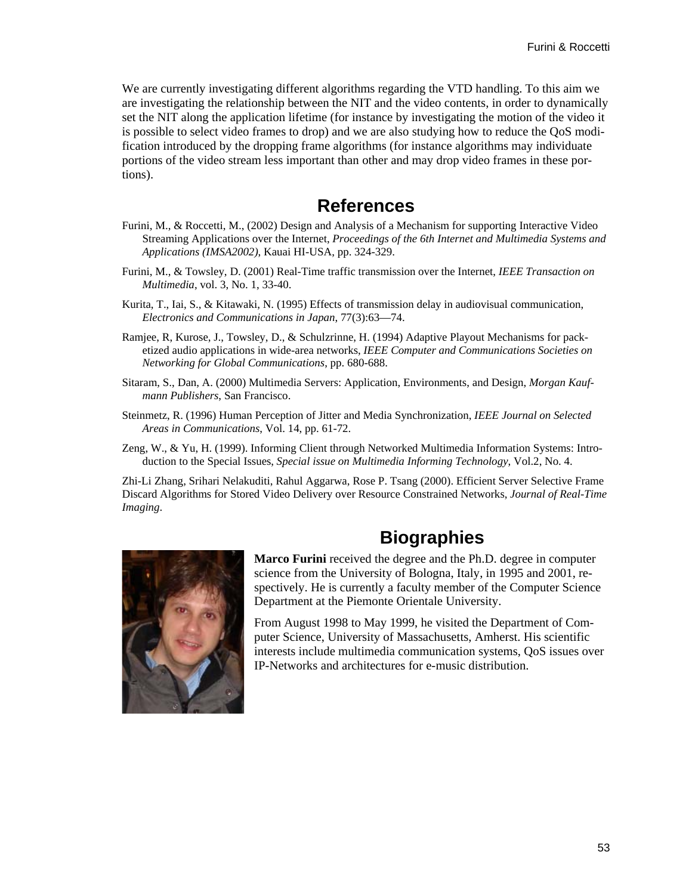We are currently investigating different algorithms regarding the VTD handling. To this aim we are investigating the relationship between the NIT and the video contents, in order to dynamically set the NIT along the application lifetime (for instance by investigating the motion of the video it is possible to select video frames to drop) and we are also studying how to reduce the QoS modification introduced by the dropping frame algorithms (for instance algorithms may individuate portions of the video stream less important than other and may drop video frames in these portions).

## References

Furini, M., & Roccetti, M., (2002) Design and Analysis of a Mechanism for supporting Interactive Video Streaming Applications over the Internet, *Proceedings of the 6th Internet and Multimedia Systems and Applications (IMSA2002)*, Kauai HI-USA, pp. 324-329.

Furini, M., & Towsley, D. (2001) Real-Time traffic transmission over the Internet, *IEEE Transaction on Multimedia*, vol. 3, No. 1, 33-40.

Kurita, T., Iai, S., & Kitawaki, N. (1995) Effects of transmission delay in audiovisual communication, *Electronics and Communications in Japan*, 77(3):63—74.

Ramjee, R, Kurose, J., Towsley, D., & Schulzrinne, H. (1994) Adaptive Playout Mechanisms for packetized audio applications in wide-area networks, *IEEE Computer and Communications Societies on Networking for Global Communications*, pp. 680-688.

Sitaram, S., Dan, A. (2000) Multimedia Servers: Application, Environments, and Design, *Morgan Kaufmann Publishers*, San Francisco.

Steinmetz, R. (1996) Human Perception of Jitter and Media Synchronization, *IEEE Journal on Selected Areas in Communications*, Vol. 14, pp. 61-72.

Zeng, W., & Yu, H. (1999). Informing Client through Networked Multimedia Information Systems: Introduction to the Special Issues, *Special issue on Multimedia Informing Technology*, Vol.2, No. 4.

Zhi-Li Zhang, Srihari Nelakuditi, Rahul Aggarwa, Rose P. Tsang (2000). Efficient Server Selective Frame Discard Algorithms for Stored Video Delivery over Resource Constrained Networks, *Journal of Real-Time Imaging*.

## Biographies

**Marco Furini** received the degree and the Ph.D. degree in computer science from the University of Bologna, Italy, in 1995 and 2001, respectively. He is currently a faculty member of the Computer Science Department at the Piemonte Orientale University.

From August 1998 to May 1999, he visited the Department of Computer Science, University of Massachusetts, Amherst. His scientific interests include multimedia communication systems, QoS issues over IP-Networks and architectures for e-music distribution.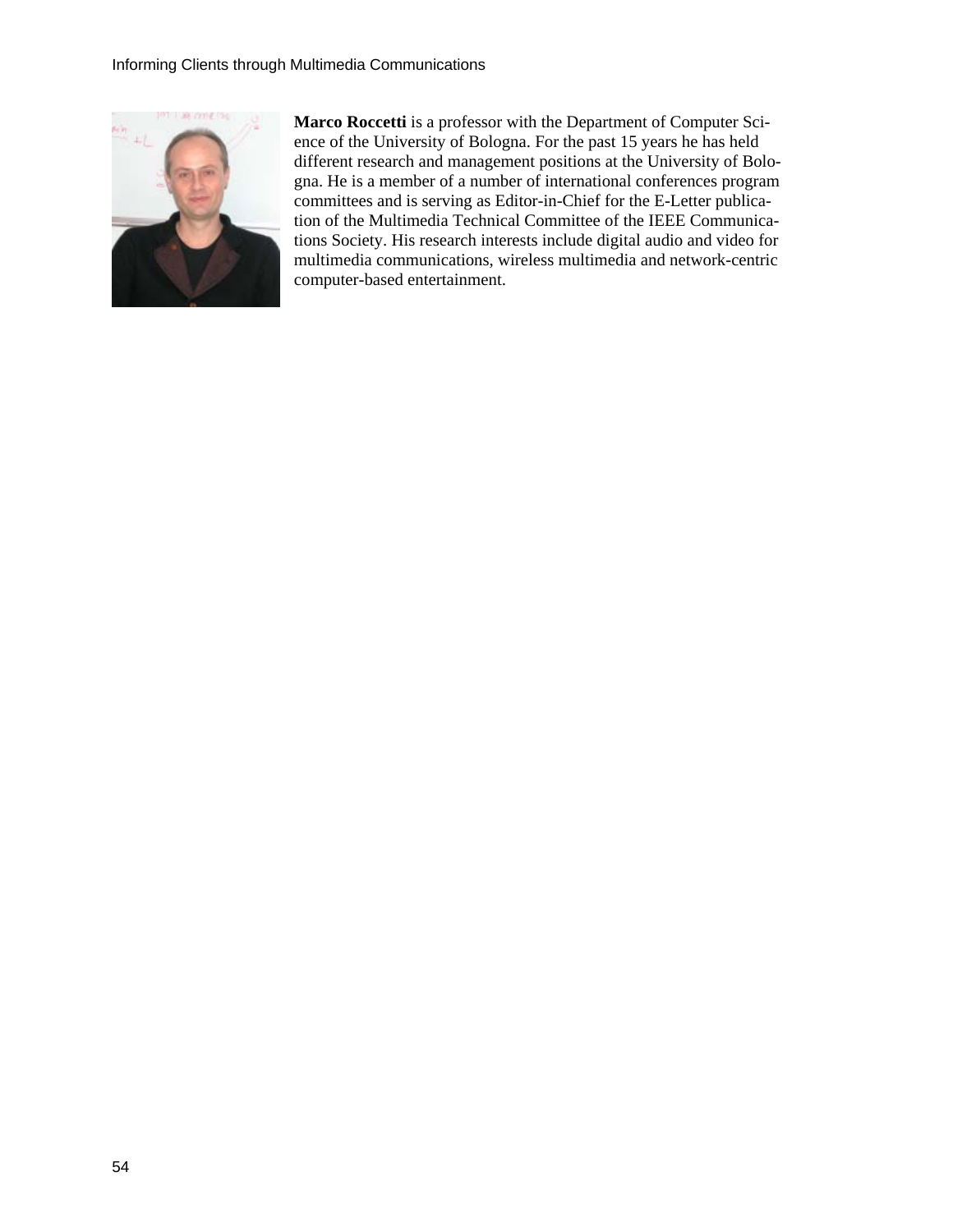**Marco Roccetti** is a professor with the Department of Computer Science of the University of Bologna. For the past 15 years he has held different research and management positions at the University of Bologna. He is a member of a number of international conferences program committees and is serving as Editor-in-Chief for the E-Letter publication of the Multimedia Technical Committee of the IEEE Communications Society. His research interests include digital audio and video for multimedia communications, wireless multimedia and network-centric computer-based entertainment.